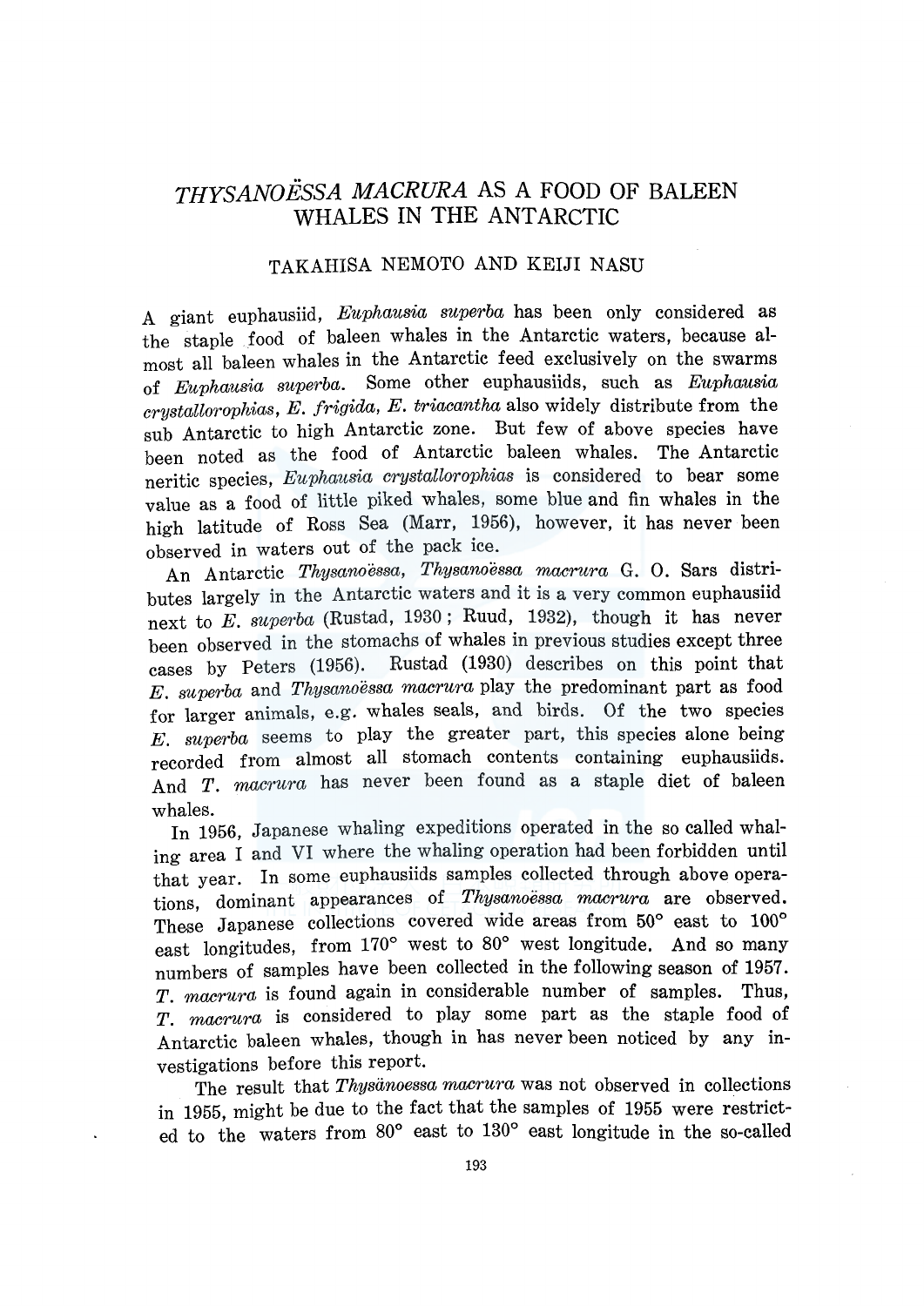# *THYSANOËSSA MACRURA* AS A FOOD OF BALEEN WHALES IN THE ANTARCTIC

## TAKAHISA NEMOTO AND KEIJI NASU

A giant euphausiid, *Euphausia superba* has been only considered as the staple food of baleen whales in the Antarctic waters, because almost all baleen whales in the Antarctic feed exclusively on the swarms of *Euphausia superba*. Some other euphausiids, such as *Euphausia crystallorophias*, *E. frigida*, *E. triacantha* also widely distribute from the sub Antarctic to high Antarctic zone. But few of above species have been noted as the food of Antarctic baleen whales. The Antarctic neritic species, *Euphausia crystallorophias* is considered to bear some value as a food of little piked whales, some blue and fin whales in the high latitude of Ross Sea (Marr, 1956), however, it has never been observed in waters out of the pack ice.

An Antarctic *Thysanoëssa*, *Thysanoëssa macrura* G. O. Sars distributes largely in the Antarctic waters and it is a very common euphausiid next to *E. superba* (Rustad, 1930; Ruud, 1932), though it has never been observed in the stomachs of whales in previous studies except three cases by Peters (1956). Rustad (1930) describes on this point that *E. superba* and *Thysanoëssa macrura* play the predominant part as food for larger animals, e.g. whales seals, and birds. Of the two species *E. superba* seems to play the greater part, this species alone being recorded from almost all stomach contents containing euphausiids. And *T. macrura* has never been found as a staple diet of baleen whales.

In 1956, Japanese whaling expeditions operated in the so called whaling area I and VI where the whaling operation had been forbidden until that year. In some euphausiids samples collected through above operations, dominant appearances of *Thysanoëssa macrura* are observed. These Japanese collections covered wide areas from 50° east to 100° east longitudes, from 170° west to 80° west longitude. And so many numbers of samples have been collected in the following season of 1957. *T. macrura* is found again in considerable number of samples. Thus, *T. macrura* is considered to play some part as the staple food of Antarctic baleen whales, though in has never been noticed by any investigations before this report.

The result that *Thysänoessa macrura* was not observed in collections in 1955, might be due to the fact that the samples of 1955 were restricted to the waters from 80° east to 130° east longitude in the so-called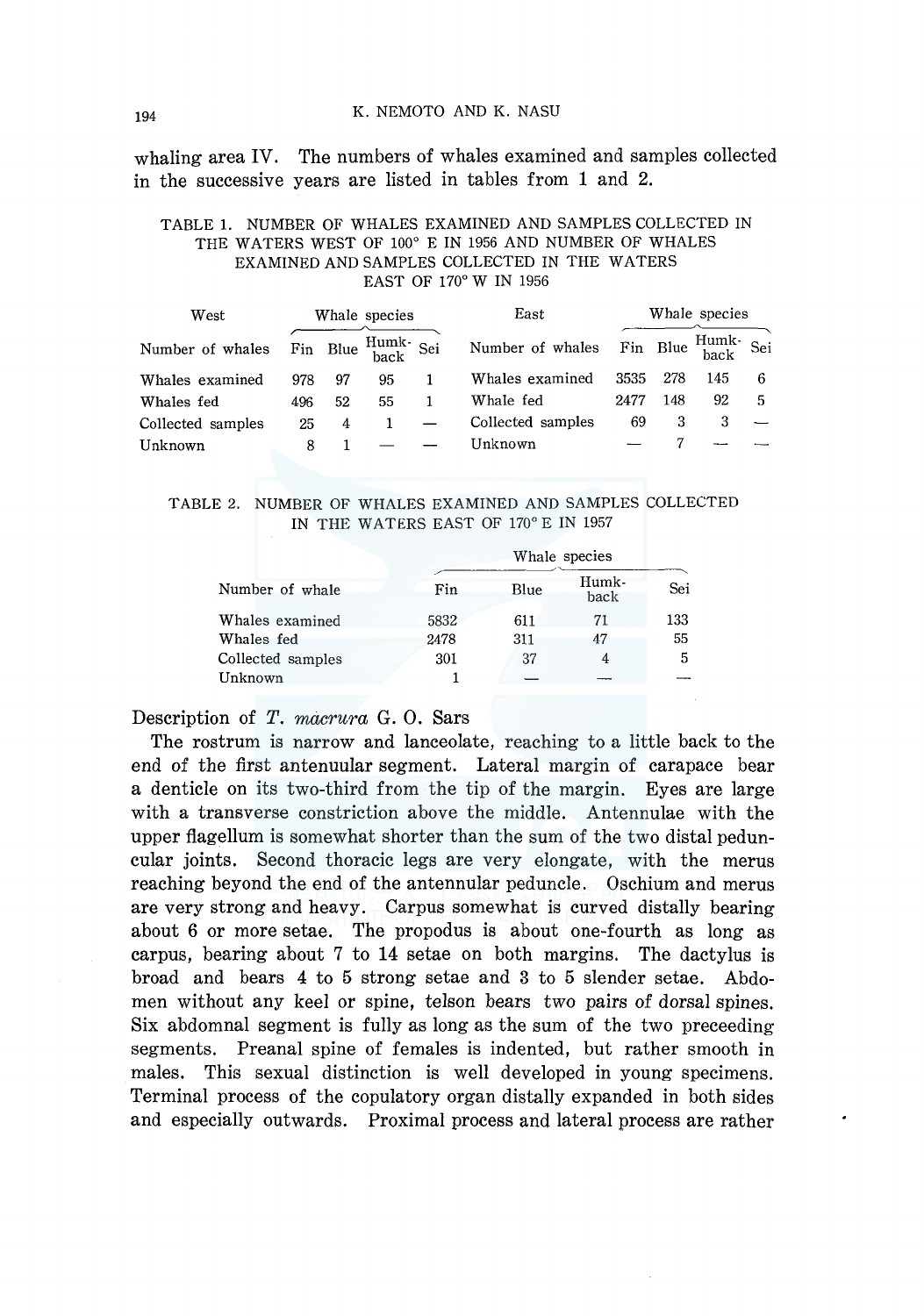whaling area IV. The numbers of whales examined and samples collected in the successive years are listed in tables from 1 and 2.

TABLE 1. NUMBER OF WHALES EXAMINED AND SAMPLES COLLECTED IN THE WATERS WEST OF 100° E IN 1956 AND NUMBER OF WHALES EXAMINED AND SAMPLES COLLECTED IN THE WATERS EAST OF 170° W IN 1956

| West | Whale species | | | | East | Whale species | | | |
|---|---|---|---|---|---|---|---|---|---|
| Number of whales | Fin | Blue | Humk-back | Sei | Number of whales | Fin | Blue | Humk-back | Sei |
| Whales examined | 978 | 97 | 95 | 1 | Whales examined | 3535 | 278 | 145 | 6 |
| Whales fed | 496 | 52 | 55 | 1 | Whale fed | 2477 | 148 | 92 | 5 |
| Collected samples | 25 | 4 | 1 | — | Collected samples | 69 | 3 | 3 | — |
| Unknown | 8 | 1 | — | — | Unknown | — | 7 | — | — |

TABLE 2. NUMBER OF WHALES EXAMINED AND SAMPLES COLLECTED IN THE WATERS EAST OF 170° E IN 1957

| | Whale species | | | |
|---|---|---|---|---|
| Number of whale | Fin | Blue | Humk-back | Sei |
| Whales examined | 5832 | 611 | 71 | 133 |
| Whales fed | 2478 | 311 | 47 | 55 |
| Collected samples | 301 | 37 | 4 | 5 |
| Unknown | 1 | — | — | — |

Description of *T. macrura* G. O. Sars

The rostrum is narrow and lanceolate, reaching to a little back to the end of the first antenuular segment. Lateral margin of carapace bear a denticle on its two-third from the tip of the margin. Eyes are large with a transverse constriction above the middle. Antennulae with the upper flagellum is somewhat shorter than the sum of the two distal peduncular joints. Second thoracic legs are very elongate, with the merus reaching beyond the end of the antennular peduncle. Oschium and merus are very strong and heavy. Carpus somewhat is curved distally bearing about 6 or more setae. The propodus is about one-fourth as long as carpus, bearing about 7 to 14 setae on both margins. The dactylus is broad and bears 4 to 5 strong setae and 3 to 5 slender setae. Abdomen without any keel or spine, telson bears two pairs of dorsal spines. Six abdomnal segment is fully as long as the sum of the two preceeding segments. Preanal spine of females is indented, but rather smooth in males. This sexual distinction is well developed in young specimens. Terminal process of the copulatory organ distally expanded in both sides and especially outwards. Proximal process and lateral process are rather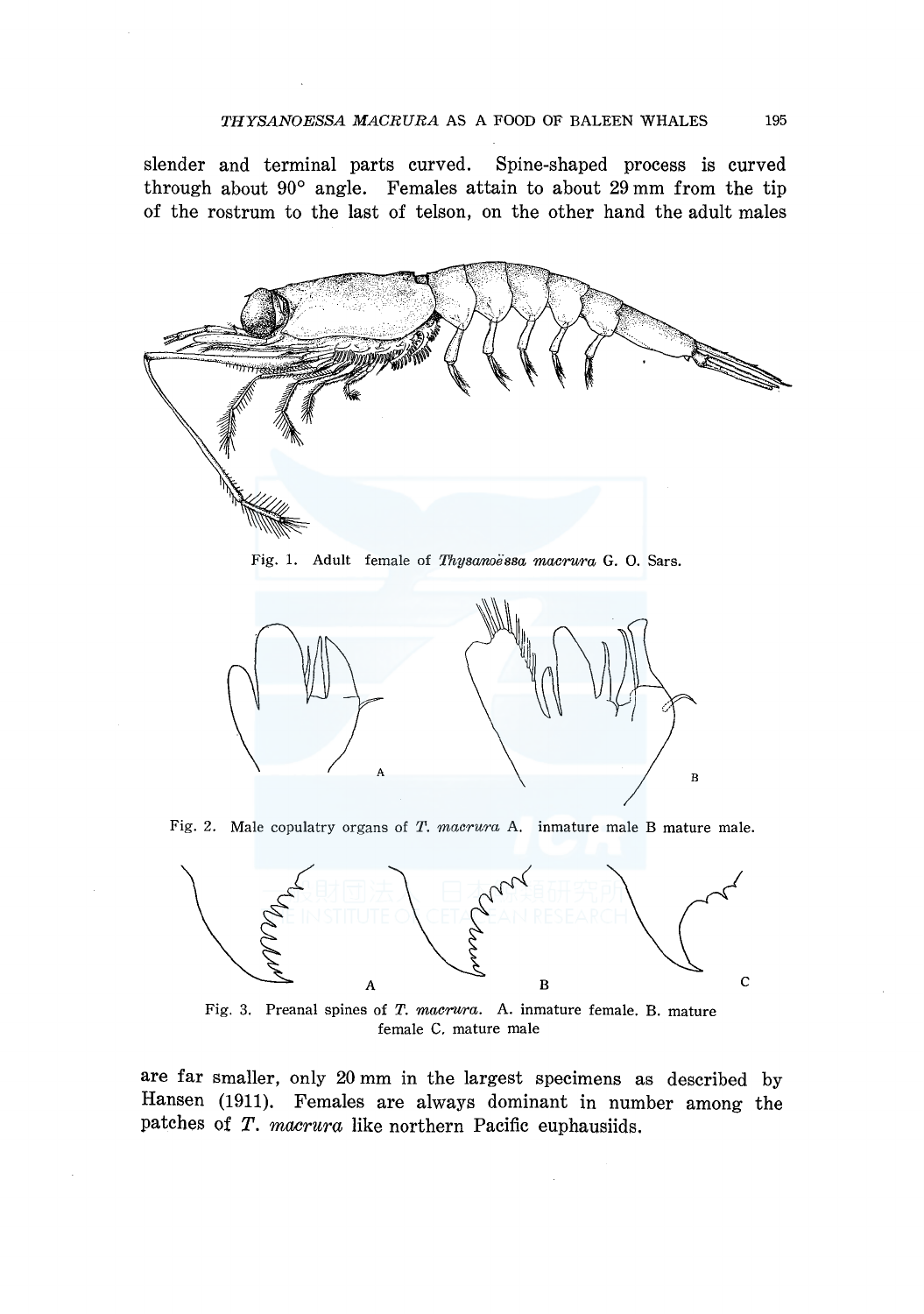slender and terminal parts curved. Spine-shaped process is curved through about 90° angle. Females attain to about 29 mm from the tip of the rostrum to the last of telson, on the other hand the adult males

Fig. 1. Adult female of *Thysanoëssa macrura* G. O. Sars.

Fig. 2. Male copulatry organs of *T. macrura* A. inmature male B mature male.

Fig. 3. Preanal spines of *T. macrura*. A. inmature female. B. mature female C. mature male

are far smaller, only 20 mm in the largest specimens as described by Hansen (1911). Females are always dominant in number among the patches of *T. macrura* like northern Pacific euphausiids.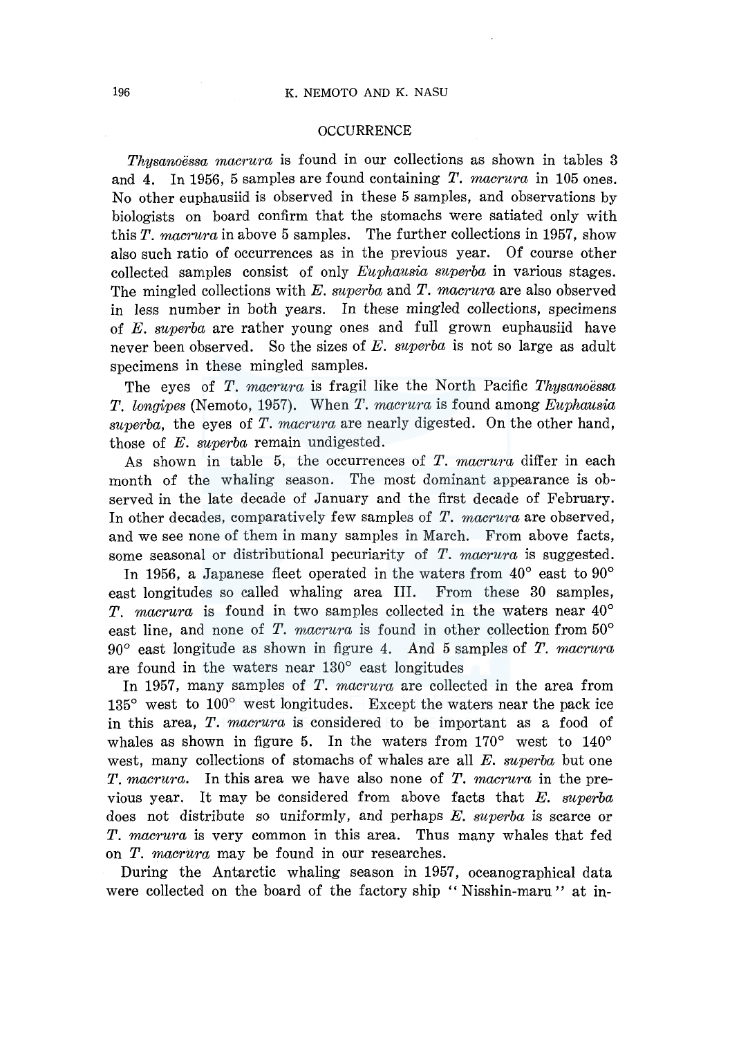## OCCURRENCE

*Thysanoëssa macrura* is found in our collections as shown in tables 3 and 4. In 1956, 5 samples are found containing *T. macrura* in 105 ones. No other euphausiid is observed in these 5 samples, and observations by biologists on board confirm that the stomachs were satiated only with this *T. macrura* in above 5 samples. The further collections in 1957, show also such ratio of occurrences as in the previous year. Of course other collected samples consist of only *Euphausia superba* in various stages. The mingled collections with *E. superba* and *T. macrura* are also observed in less number in both years. In these mingled collections, specimens of *E. superba* are rather young ones and full grown euphausiid have never been observed. So the sizes of *E. superba* is not so large as adult specimens in these mingled samples.

The eyes of *T. macrura* is fragil like the North Pacific *Thysanoëssa T. longipes* (Nemoto, 1957). When *T. macrura* is found among *Euphausia superba*, the eyes of *T. macrura* are nearly digested. On the other hand, those of *E. superba* remain undigested.

As shown in table 5, the occurrences of *T. macrura* differ in each month of the whaling season. The most dominant appearance is observed in the late decade of January and the first decade of February. In other decades, comparatively few samples of *T. macrura* are observed, and we see none of them in many samples in March. From above facts, some seasonal or distributional pecuriarity of *T. macrura* is suggested.

In 1956, a Japanese fleet operated in the waters from 40° east to 90° east longitudes so called whaling area III. From these 30 samples, *T. macrura* is found in two samples collected in the waters near 40° east line, and none of *T. macrura* is found in other collection from 50° 90° east longitude as shown in figure 4. And 5 samples of *T. macrura* are found in the waters near 130° east longitudes

In 1957, many samples of *T. macrura* are collected in the area from 135° west to 100° west longitudes. Except the waters near the pack ice in this area, *T. macrura* is considered to be important as a food of whales as shown in figure 5. In the waters from 170° west to 140° west, many collections of stomachs of whales are all *E. superba* but one *T. macrura*. In this area we have also none of *T. macrura* in the previous year. It may be considered from above facts that *E. superba* does not distribute so uniformly, and perhaps *E. superba* is scarce or *T. macrura* is very common in this area. Thus many whales that fed on *T. macrura* may be found in our researches.

During the Antarctic whaling season in 1957, oceanographical data were collected on the board of the factory ship "Nisshin-maru" at in-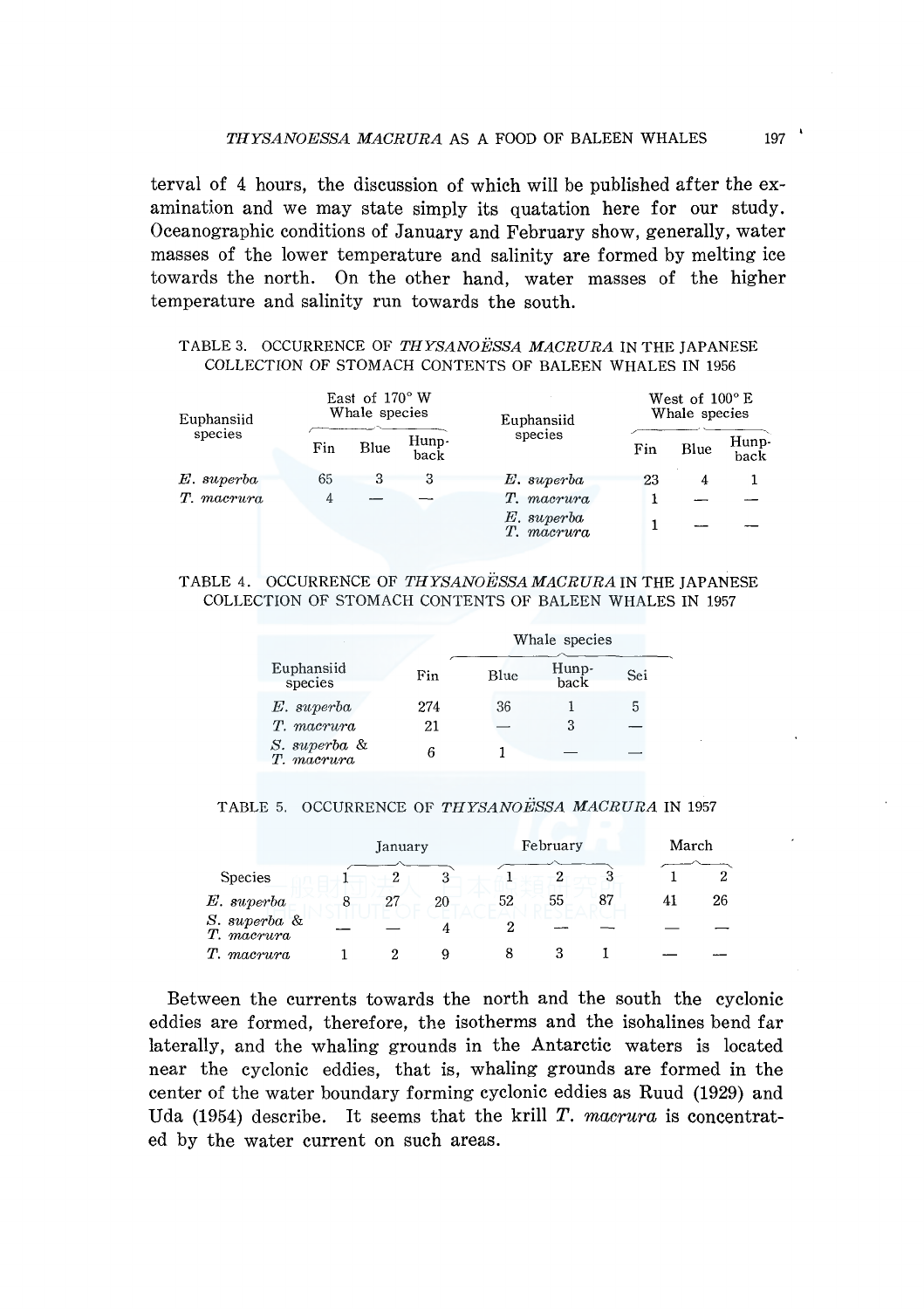terval of 4 hours, the discussion of which will be published after the examination and we may state simply its quatation here for our study. Oceanographic conditions of January and February show, generally, water masses of the lower temperature and salinity are formed by melting ice towards the north. On the other hand, water masses of the higher temperature and salinity run towards the south.

TABLE 3. OCCURRENCE OF *THYSANOËSSA MACRURA* IN THE JAPANESE COLLECTION OF STOMACH CONTENTS OF BALEEN WHALES IN 1956

| Euphansiid species | East of 170° W Whale species | | | Euphansiid species | West of 100° E Whale species | | |
|---|---|---|---|---|---|---|---|
| | Fin | Blue | Hunpback | | Fin | Blue | Hunpback |
| *E. superba* | 65 | 3 | 3 | *E. superba* | 23 | 4 | 1 |
| *T. macrura* | 4 | — | — | *T. macrura* | 1 | — | — |
| | | | | *E. superba* *T. macrura* | 1 | — | — |

TABLE 4. OCCURRENCE OF *THYSANOËSSA MACRURA* IN THE JAPANESE COLLECTION OF STOMACH CONTENTS OF BALEEN WHALES IN 1957

| Euphansiid species | Whale species | | | |
|---|---|---|---|---|
| | Fin | Blue | Hunpback | Sei |
| *E. superba* | 274 | 36 | 1 | 5 |
| *T. macrura* | 21 | — | 3 | — |
| *S. superba* & *T. macrura* | 6 | 1 | — | — |

TABLE 5. OCCURRENCE OF *THYSANOËSSA MACRURA* IN 1957

| Species | January | | | February | | | March | |
|---|---|---|---|---|---|---|---|---|
| | 1 | 2 | 3 | 1 | 2 | 3 | 1 | 2 |
| *E. superba* | 8 | 27 | 20 | 52 | 55 | 87 | 41 | 26 |
| *S. superba* & *T. macrura* | — | — | 4 | 2 | — | — | — | — |
| *T. macrura* | 1 | 2 | 9 | 8 | 3 | 1 | — | — |

Between the currents towards the north and the south the cyclonic eddies are formed, therefore, the isotherms and the isohalines bend far laterally, and the whaling grounds in the Antarctic waters is located near the cyclonic eddies, that is, whaling grounds are formed in the center of the water boundary forming cyclonic eddies as Ruud (1929) and Uda (1954) describe. It seems that the krill *T. macrura* is concentrated by the water current on such areas.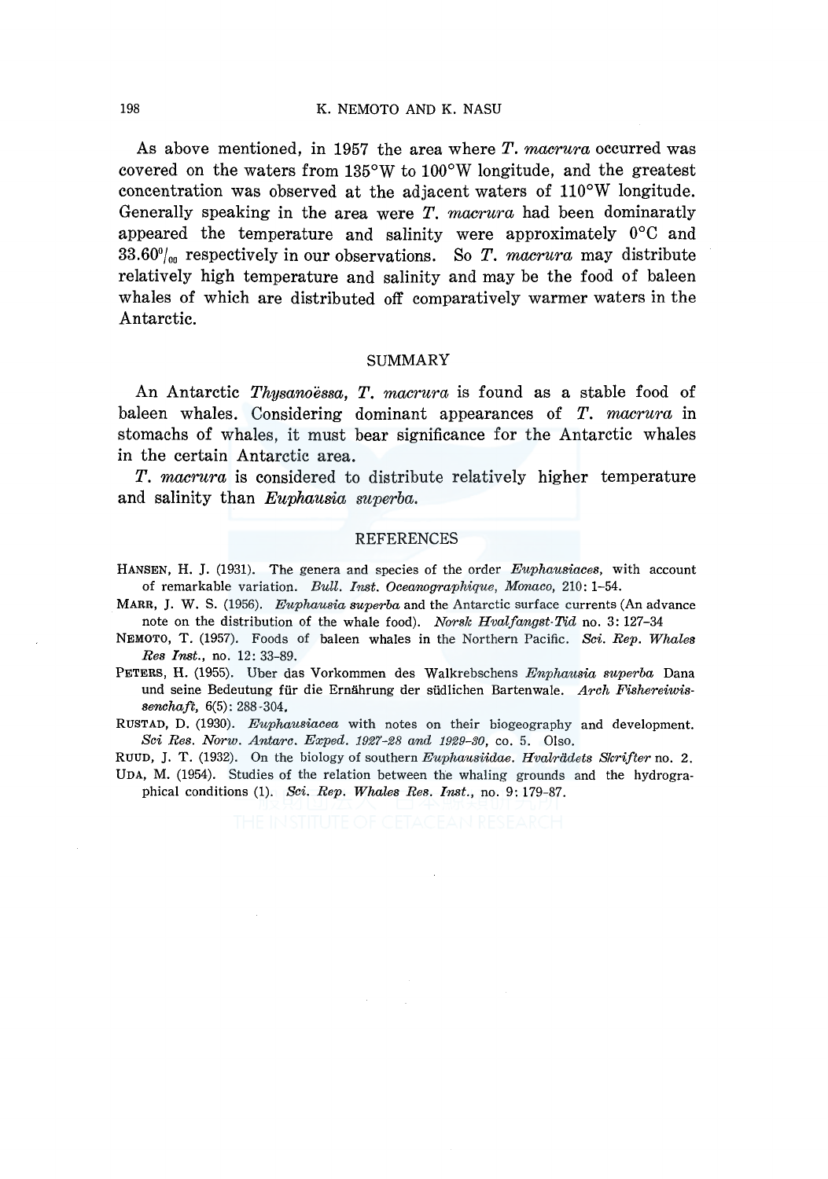As above mentioned, in 1957 the area where *T. macrura* occurred was covered on the waters from 135°W to 100°W longitude, and the greatest concentration was observed at the adjacent waters of 110°W longitude. Generally speaking in the area were *T. macrura* had been dominaratly appeared the temperature and salinity were approximately 0°C and 33.60‰ respectively in our observations. So *T. macrura* may distribute relatively high temperature and salinity and may be the food of baleen whales of which are distributed off comparatively warmer waters in the Antarctic.

## SUMMARY

An Antarctic *Thysanoëssa*, *T. macrura* is found as a stable food of baleen whales. Considering dominant appearances of *T. macrura* in stomachs of whales, it must bear significance for the Antarctic whales in the certain Antarctic area.

*T. macrura* is considered to distribute relatively higher temperature and salinity than *Euphausia superba*.

## REFERENCES

HANSEN, H. J. (1931). The genera and species of the order *Euphausiaces*, with account of remarkable variation. *Bull. Inst. Oceanographique, Monaco*, 210: 1–54.

MARR, J. W. S. (1956). *Euphausia superba* and the Antarctic surface currents (An advance note on the distribution of the whale food). *Norsk Hvalfangst-Tid* no. 3: 127–34

NEMOTO, T. (1957). Foods of baleen whales in the Northern Pacific. *Sci. Rep. Whales Res Inst.*, no. 12: 33–89.

PETERS, H. (1955). Uber das Vorkommen des Walkrebschens *Enphausia superba* Dana und seine Bedeutung für die Ernährung der südlichen Bartenwale. *Arch Fishereiwissenchaft*, 6(5): 288–304.

RUSTAD, D. (1930). *Euphausiacea* with notes on their biogeography and development. *Sci Res. Norw. Antarc. Exped. 1927–28 and 1929–30*, co. 5. Olso.

RUUD, J. T. (1932). On the biology of southern *Euphausiidae*. *Hvalrådets Skrifter* no. 2.

UDA, M. (1954). Studies of the relation between the whaling grounds and the hydrographical conditions (1). *Sci. Rep. Whales Res. Inst.*, no. 9: 179–87.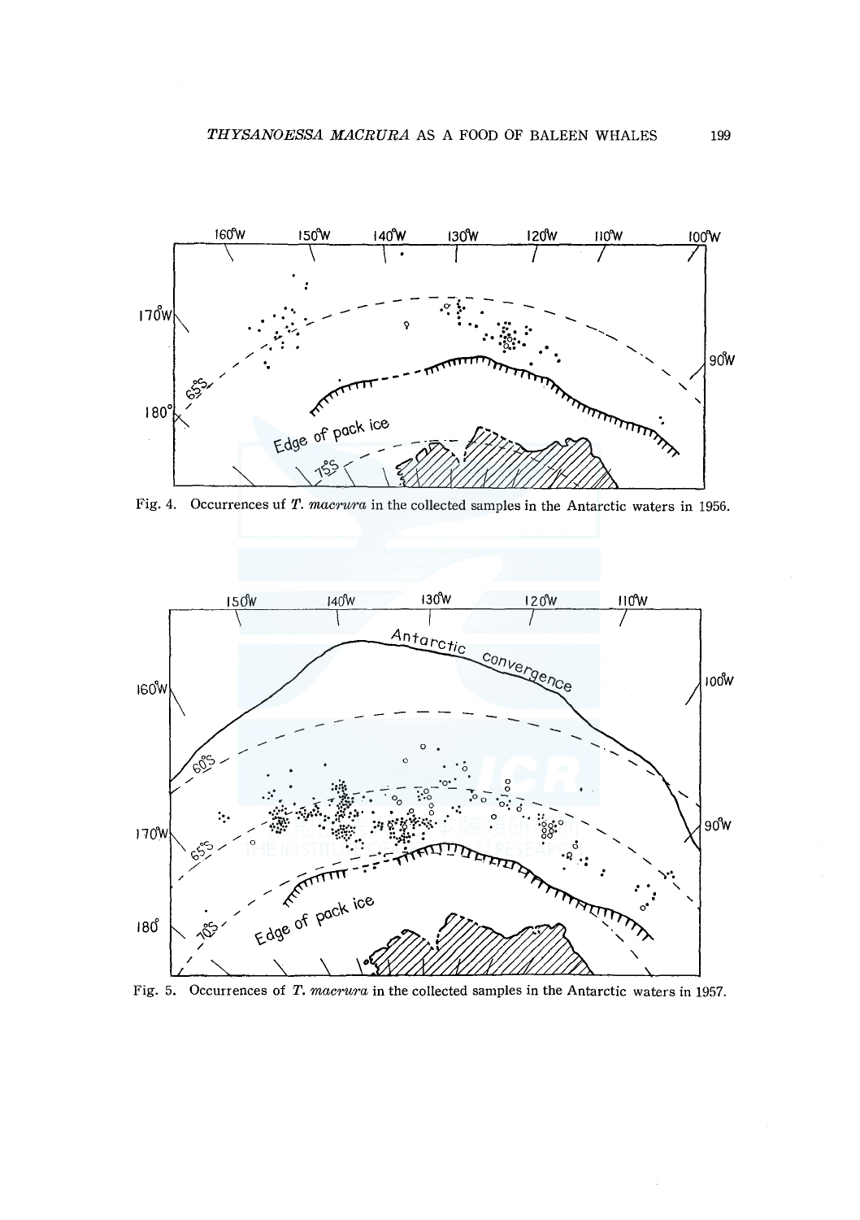160°W
150°W
140°W
130°W
120°W
110°W
100°W
170°W
90°W
180°
65°S
75°S
Edge of pack ice

Fig. 4. Occurrences uf *T. macrura* in the collected samples in the Antarctic waters in 1956.

150°W
140°W
130°W
120°W
110°W
Antarctic convergence
160°W
100°W
60°S
170°W
90°W
65°S
180°
70°S
Edge of pack ice

Fig. 5. Occurrences of *T. macrura* in the collected samples in the Antarctic waters in 1957.